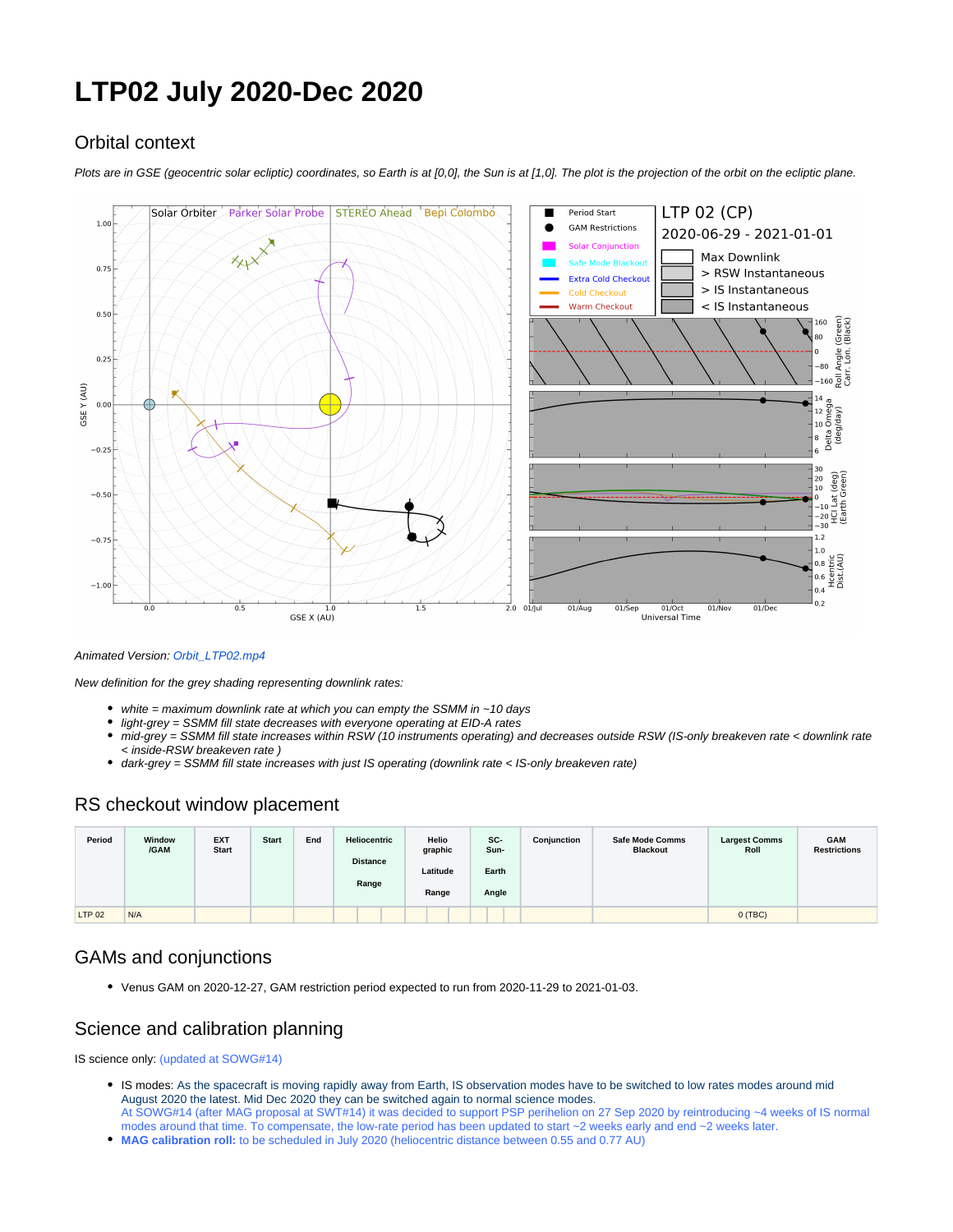# LTP02 July 2020-Dec 2020

## Orbital context

*Plots are in GSE (geocentric solar ecliptic) coordinates, so Earth is at [0,0], the Sun is at [1,0]. The plot is the projection of the orbit on the ecliptic plane.*

*Animated Version: Orbit_LTP02.mp4*

*New definition for the grey shading representing downlink rates:*

- *white = maximum downlink rate at which you can empty the SSMM in ~10 days*
- *light-grey = SSMM fill state decreases with everyone operating at EID-A rates*
- *mid-grey = SSMM fill state increases within RSW (10 instruments operating) and decreases outside RSW (IS-only breakeven rate < downlink rate < inside-RSW breakeven rate )*
- *dark-grey = SSMM fill state increases with just IS operating (downlink rate < IS-only breakeven rate)*

## RS checkout window placement

| Period | Window /GAM | EXT Start | Start | End | Heliocentric Distance Range | Helio graphic Latitude Range | SC-Sun-Earth Angle | Conjunction | Safe Mode Comms Blackout | Largest Comms Roll | GAM Restrictions |
|---|---|---|---|---|---|---|---|---|---|---|---|
| LTP 02 | N/A | | | | | | | | | 0 (TBC) | |

## GAMs and conjunctions

- Venus GAM on 2020-12-27, GAM restriction period expected to run from 2020-11-29 to 2021-01-03.

## Science and calibration planning

IS science only: (updated at SOWG#14)

- IS modes: As the spacecraft is moving rapidly away from Earth, IS observation modes have to be switched to low rates modes around mid August 2020 the latest. Mid Dec 2020 they can be switched again to normal science modes.
  At SOWG#14 (after MAG proposal at SWT#14) it was decided to support PSP perihelion on 27 Sep 2020 by reintroducing ~4 weeks of IS normal modes around that time. To compensate, the low-rate period has been updated to start ~2 weeks early and end ~2 weeks later.
- **MAG calibration roll:** to be scheduled in July 2020 (heliocentric distance between 0.55 and 0.77 AU)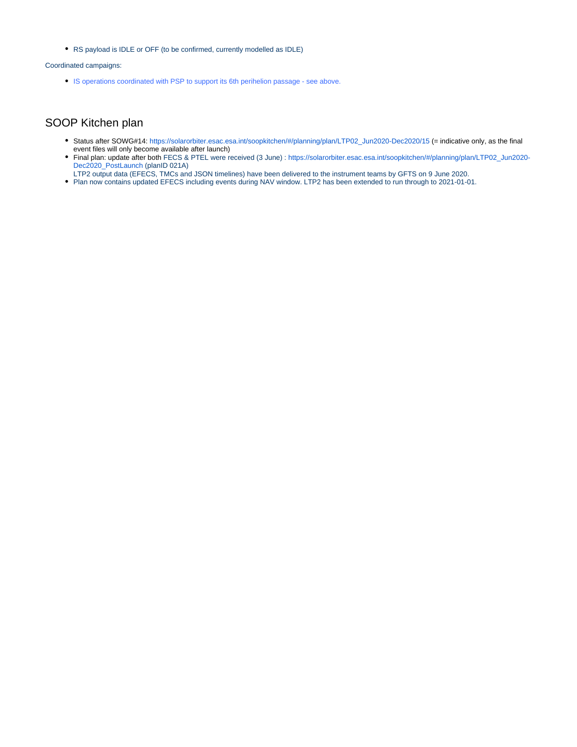- RS payload is IDLE or OFF (to be confirmed, currently modelled as IDLE)

Coordinated campaigns:

- IS operations coordinated with PSP to support its 6th perihelion passage - see above.

## SOOP Kitchen plan

- Status after SOWG#14: https://solarorbiter.esac.esa.int/soopkitchen/#/planning/plan/LTP02_Jun2020-Dec2020/15 (= indicative only, as the final event files will only become available after launch)
- Final plan: update after both FECS & PTEL were received (3 June) : https://solarorbiter.esac.esa.int/soopkitchen/#/planning/plan/LTP02_Jun2020-Dec2020_PostLaunch (planID 021A)
  LTP2 output data (EFECS, TMCs and JSON timelines) have been delivered to the instrument teams by GFTS on 9 June 2020.
- Plan now contains updated EFECS including events during NAV window. LTP2 has been extended to run through to 2021-01-01.